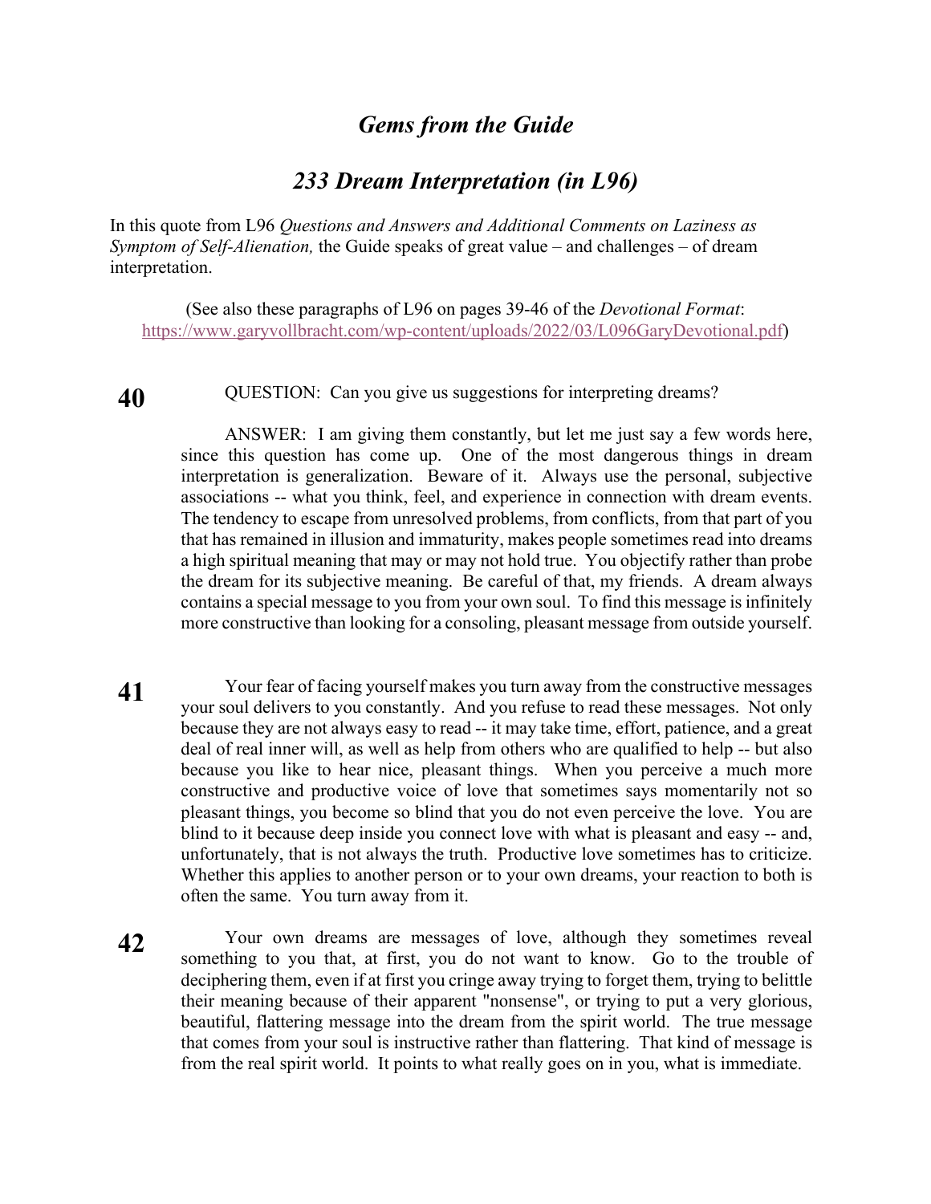# *Gems from the Guide*

## *233 Dream Interpretation (in L96)*

In this quote from L96 *Questions and Answers and Additional Comments on Laziness as Symptom of Self-Alienation,* the Guide speaks of great value – and challenges – of dream interpretation.

(See also these paragraphs of L96 on pages 39-46 of the *Devotional Format*: https://www.garyvollbracht.com/wp-content/uploads/2022/03/L096GaryDevotional.pdf)

**40** QUESTION: Can you give us suggestions for interpreting dreams?

ANSWER: I am giving them constantly, but let me just say a few words here, since this question has come up. One of the most dangerous things in dream interpretation is generalization. Beware of it. Always use the personal, subjective associations -- what you think, feel, and experience in connection with dream events. The tendency to escape from unresolved problems, from conflicts, from that part of you that has remained in illusion and immaturity, makes people sometimes read into dreams a high spiritual meaning that may or may not hold true. You objectify rather than probe the dream for its subjective meaning. Be careful of that, my friends. A dream always contains a special message to you from your own soul. To find this message is infinitely more constructive than looking for a consoling, pleasant message from outside yourself.

**41** Your fear of facing yourself makes you turn away from the constructive messages your soul delivers to you constantly. And you refuse to read these messages. Not only because they are not always easy to read -- it may take time, effort, patience, and a great deal of real inner will, as well as help from others who are qualified to help -- but also because you like to hear nice, pleasant things. When you perceive a much more constructive and productive voice of love that sometimes says momentarily not so pleasant things, you become so blind that you do not even perceive the love. You are blind to it because deep inside you connect love with what is pleasant and easy -- and, unfortunately, that is not always the truth. Productive love sometimes has to criticize. Whether this applies to another person or to your own dreams, your reaction to both is often the same. You turn away from it.

**42** Your own dreams are messages of love, although they sometimes reveal something to you that, at first, you do not want to know. Go to the trouble of deciphering them, even if at first you cringe away trying to forget them, trying to belittle their meaning because of their apparent "nonsense", or trying to put a very glorious, beautiful, flattering message into the dream from the spirit world. The true message that comes from your soul is instructive rather than flattering. That kind of message is from the real spirit world. It points to what really goes on in you, what is immediate.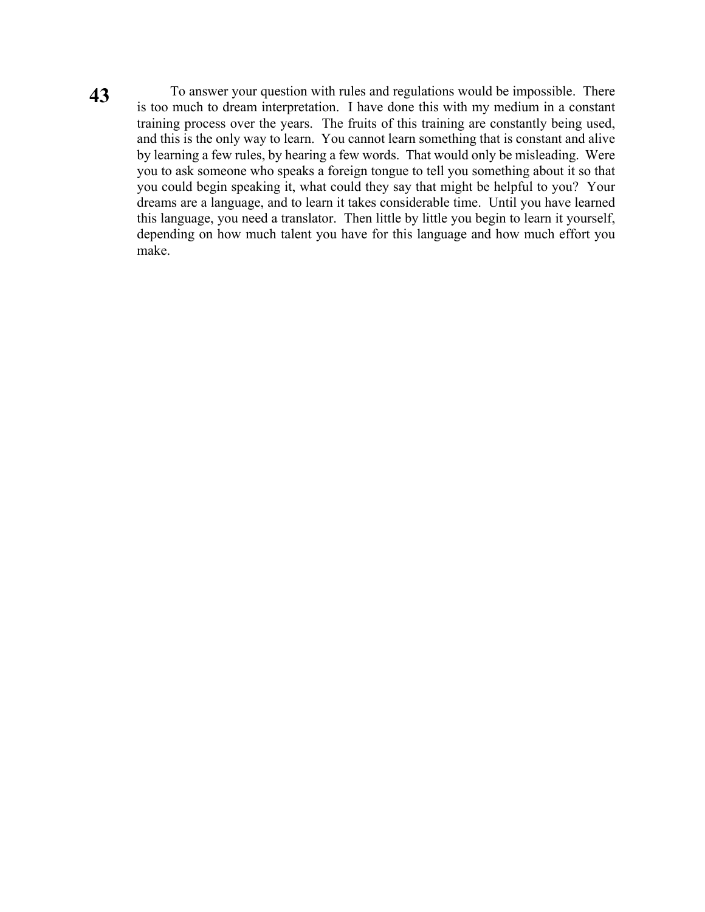**43** To answer your question with rules and regulations would be impossible. There is too much to dream interpretation. I have done this with my medium in a constant training process over the years. The fruits of this training are constantly being used, and this is the only way to learn. You cannot learn something that is constant and alive by learning a few rules, by hearing a few words. That would only be misleading. Were you to ask someone who speaks a foreign tongue to tell you something about it so that you could begin speaking it, what could they say that might be helpful to you? Your dreams are a language, and to learn it takes considerable time. Until you have learned this language, you need a translator. Then little by little you begin to learn it yourself, depending on how much talent you have for this language and how much effort you make.